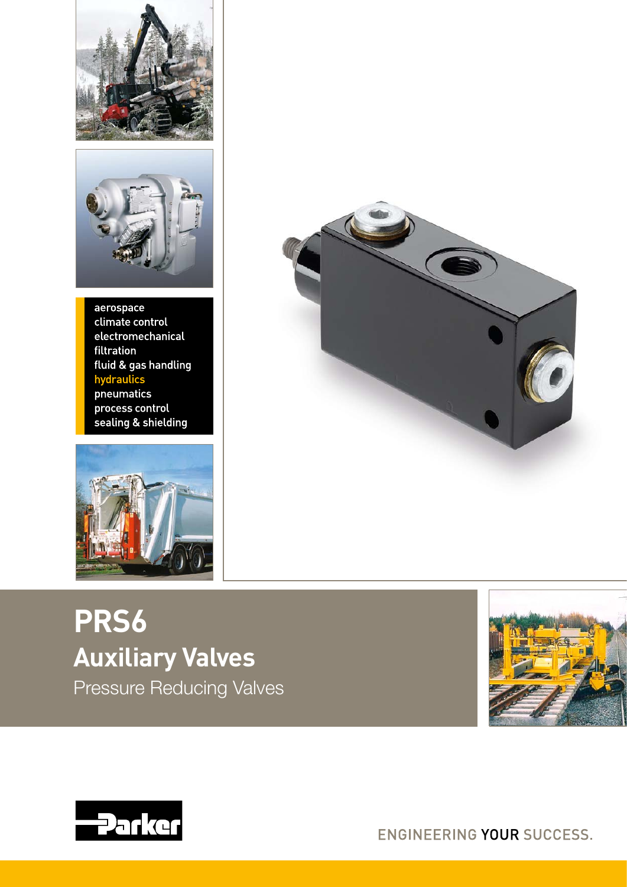aerospace
climate control
electromechanical
filtration
fluid & gas handling
hydraulics
pneumatics
process control
sealing & shielding

# PRS6

## Auxiliary Valves

Pressure Reducing Valves

Parker

ENGINEERING YOUR SUCCESS.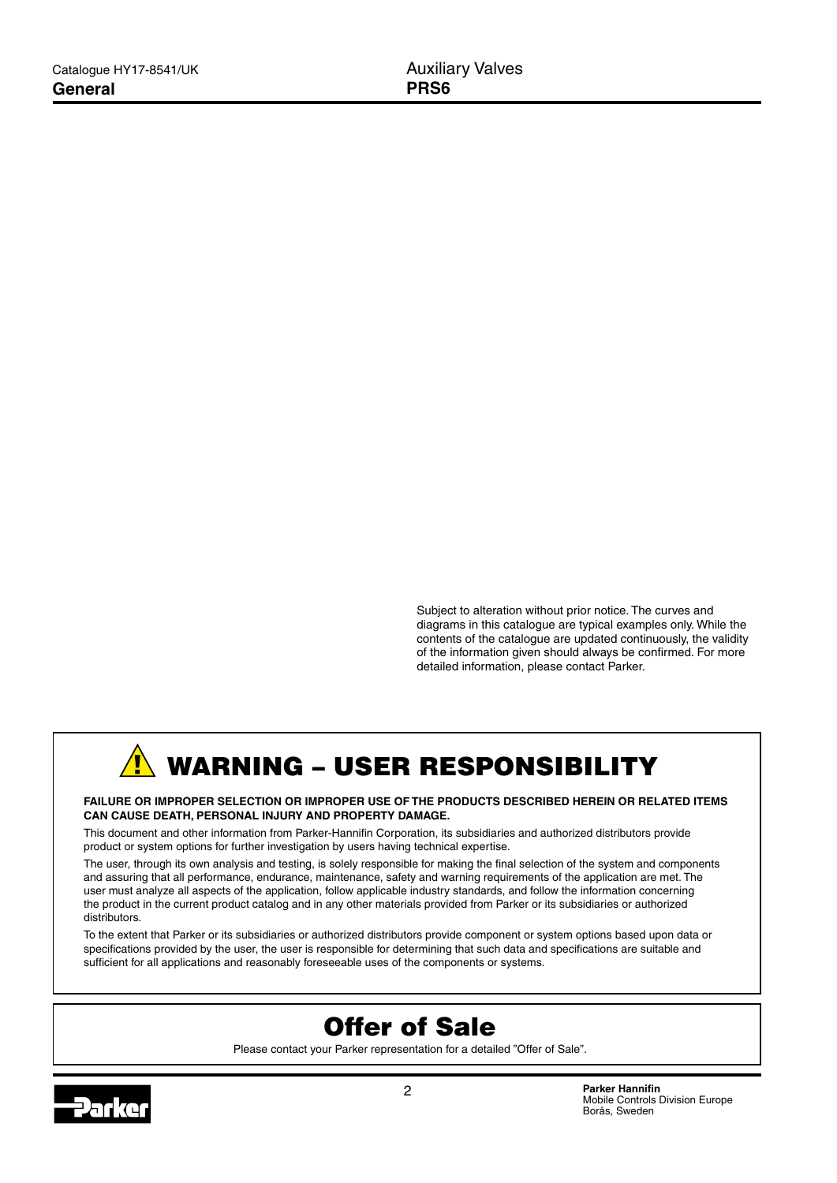Subject to alteration without prior notice. The curves and diagrams in this catalogue are typical examples only. While the contents of the catalogue are updated continuously, the validity of the information given should always be confirmed. For more detailed information, please contact Parker.

# ⚠ WARNING – USER RESPONSIBILITY

**FAILURE OR IMPROPER SELECTION OR IMPROPER USE OF THE PRODUCTS DESCRIBED HEREIN OR RELATED ITEMS CAN CAUSE DEATH, PERSONAL INJURY AND PROPERTY DAMAGE.**

This document and other information from Parker-Hannifin Corporation, its subsidiaries and authorized distributors provide product or system options for further investigation by users having technical expertise.

The user, through its own analysis and testing, is solely responsible for making the final selection of the system and components and assuring that all performance, endurance, maintenance, safety and warning requirements of the application are met. The user must analyze all aspects of the application, follow applicable industry standards, and follow the information concerning the product in the current product catalog and in any other materials provided from Parker or its subsidiaries or authorized distributors.

To the extent that Parker or its subsidiaries or authorized distributors provide component or system options based upon data or specifications provided by the user, the user is responsible for determining that such data and specifications are suitable and sufficient for all applications and reasonably foreseeable uses of the components or systems.

# Offer of Sale

Please contact your Parker representation for a detailed "Offer of Sale".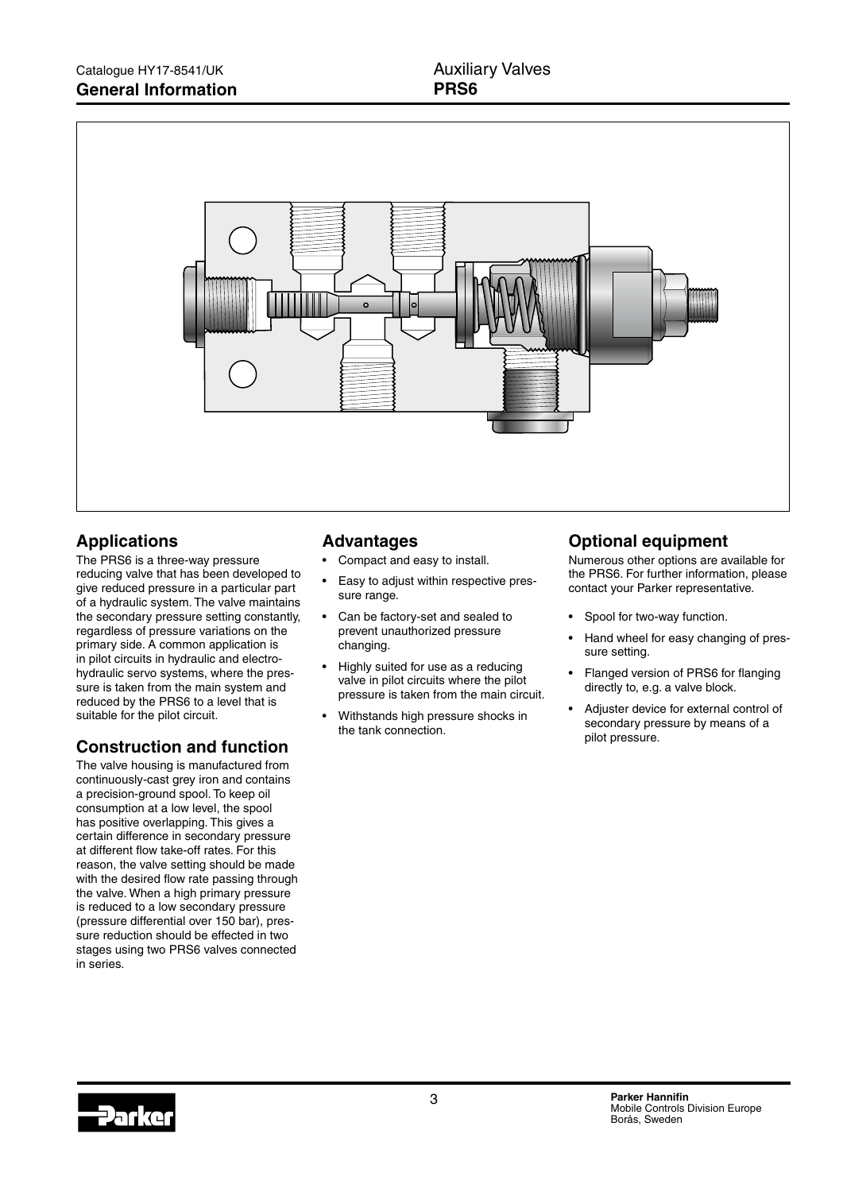## Applications

The PRS6 is a three-way pressure reducing valve that has been developed to give reduced pressure in a particular part of a hydraulic system. The valve maintains the secondary pressure setting constantly, regardless of pressure variations on the primary side. A common application is in pilot circuits in hydraulic and electro-hydraulic servo systems, where the pressure is taken from the main system and reduced by the PRS6 to a level that is suitable for the pilot circuit.

## Construction and function

The valve housing is manufactured from continuously-cast grey iron and contains a precision-ground spool. To keep oil consumption at a low level, the spool has positive overlapping. This gives a certain difference in secondary pressure at different flow take-off rates. For this reason, the valve setting should be made with the desired flow rate passing through the valve. When a high primary pressure is reduced to a low secondary pressure (pressure differential over 150 bar), pressure reduction should be effected in two stages using two PRS6 valves connected in series.

## Advantages

- Compact and easy to install.
- Easy to adjust within respective pressure range.
- Can be factory-set and sealed to prevent unauthorized pressure changing.
- Highly suited for use as a reducing valve in pilot circuits where the pilot pressure is taken from the main circuit.
- Withstands high pressure shocks in the tank connection.

## Optional equipment

Numerous other options are available for the PRS6. For further information, please contact your Parker representative.

- Spool for two-way function.
- Hand wheel for easy changing of pressure setting.
- Flanged version of PRS6 for flanging directly to, e.g. a valve block.
- Adjuster device for external control of secondary pressure by means of a pilot pressure.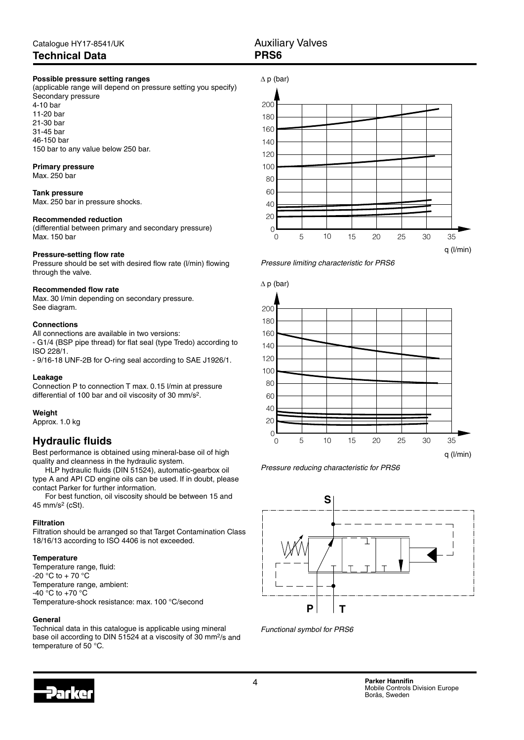## Technical Data

**Possible pressure setting ranges**
(applicable range will depend on pressure setting you specify)
Secondary pressure
4-10 bar
11-20 bar
21-30 bar
31-45 bar
46-150 bar
150 bar to any value below 250 bar.

**Primary pressure**
Max. 250 bar

**Tank pressure**
Max. 250 bar in pressure shocks.

**Recommended reduction**
(differential between primary and secondary pressure)
Max. 150 bar

**Pressure-setting flow rate**
Pressure should be set with desired flow rate (l/min) flowing through the valve.

**Recommended flow rate**
Max. 30 l/min depending on secondary pressure.
See diagram.

**Connections**
All connections are available in two versions:
- G1/4 (BSP pipe thread) for flat seal (type Tredo) according to ISO 228/1.
- 9/16-18 UNF-2B for O-ring seal according to SAE J1926/1.

**Leakage**
Connection P to connection T max. 0.15 l/min at pressure differential of 100 bar and oil viscosity of 30 mm/s².

**Weight**
Approx. 1.0 kg

## Hydraulic fluids

Best performance is obtained using mineral-base oil of high quality and cleanness in the hydraulic system.

HLP hydraulic fluids (DIN 51524), automatic-gearbox oil type A and API CD engine oils can be used. If in doubt, please contact Parker for further information.

For best function, oil viscosity should be between 15 and 45 mm/s² (cSt).

**Filtration**
Filtration should be arranged so that Target Contamination Class 18/16/13 according to ISO 4406 is not exceeded.

**Temperature**
Temperature range, fluid:
-20 °C to + 70 °C
Temperature range, ambient:
-40 °C to +70 °C
Temperature-shock resistance: max. 100 °C/second

**General**
Technical data in this catalogue is applicable using mineral base oil according to DIN 51524 at a viscosity of 30 mm²/s and temperature of 50 °C.

*Pressure limiting characteristic for PRS6*

*Pressure reducing characteristic for PRS6*

*Functional symbol for PRS6*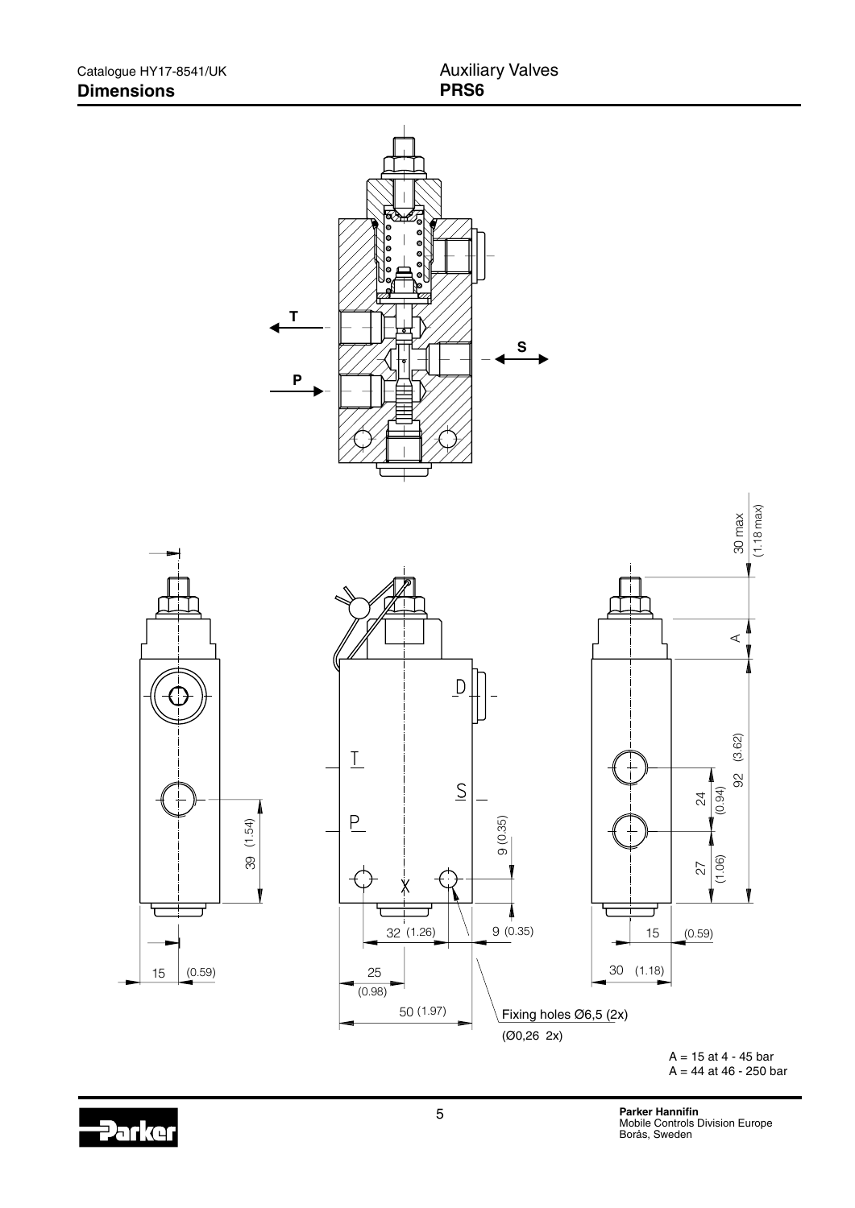## Dimensions

Auxiliary Valves
**PRS6**

T

P

S

30 max (1.18 max)

A

D

T

S

P

X

92 (3.62)

24 (0.94)

27 (1.06)

39 (1.54)

9 (0.35)

32 (1.26)

9 (0.35)

15 (0.59)

15 (0.59)

25 (0.98)

30 (1.18)

50 (1.97)

Fixing holes Ø6,5 (2x)
(Ø0,26 2x)

A = 15 at 4 - 45 bar
A = 44 at 46 - 250 bar

**Parker Hannifin**
Mobile Controls Division Europe
Borås, Sweden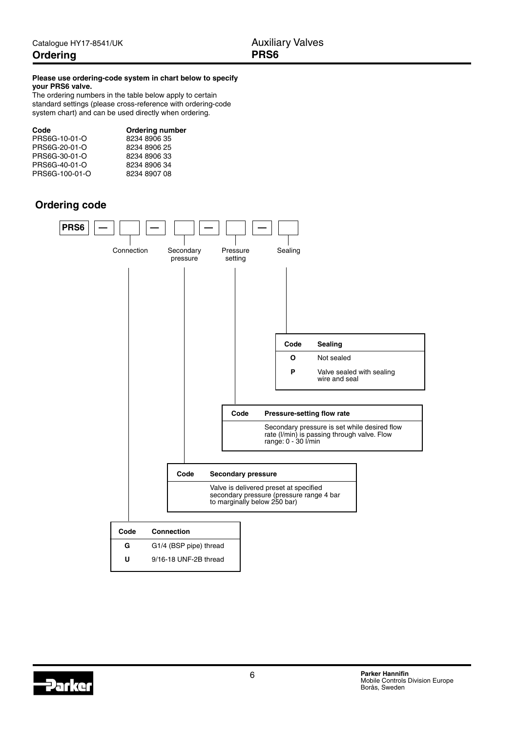## Ordering

**Please use ordering-code system in chart below to specify your PRS6 valve.**

The ordering numbers in the table below apply to certain standard settings (please cross-reference with ordering-code system chart) and can be used directly when ordering.

| Code | Ordering number |
|---|---|
| PRS6G-10-01-O | 8234 8906 35 |
| PRS6G-20-01-O | 8234 8906 25 |
| PRS6G-30-01-O | 8234 8906 33 |
| PRS6G-40-01-O | 8234 8906 34 |
| PRS6G-100-01-O | 8234 8907 08 |

## Ordering code

PRS6 — [Connection] — [Secondary pressure] — [Pressure setting] — [Sealing]

| Code | Sealing |
|---|---|
| O | Not sealed |
| P | Valve sealed with sealing wire and seal |

| Code | Pressure-setting flow rate |
|---|---|
| | Secondary pressure is set while desired flow rate (l/min) is passing through valve. Flow range: 0 - 30 l/min |

| Code | Secondary pressure |
|---|---|
| | Valve is delivered preset at specified secondary pressure (pressure range 4 bar to marginally below 250 bar) |

| Code | Connection |
|---|---|
| G | G1/4 (BSP pipe) thread |
| U | 9/16-18 UNF-2B thread |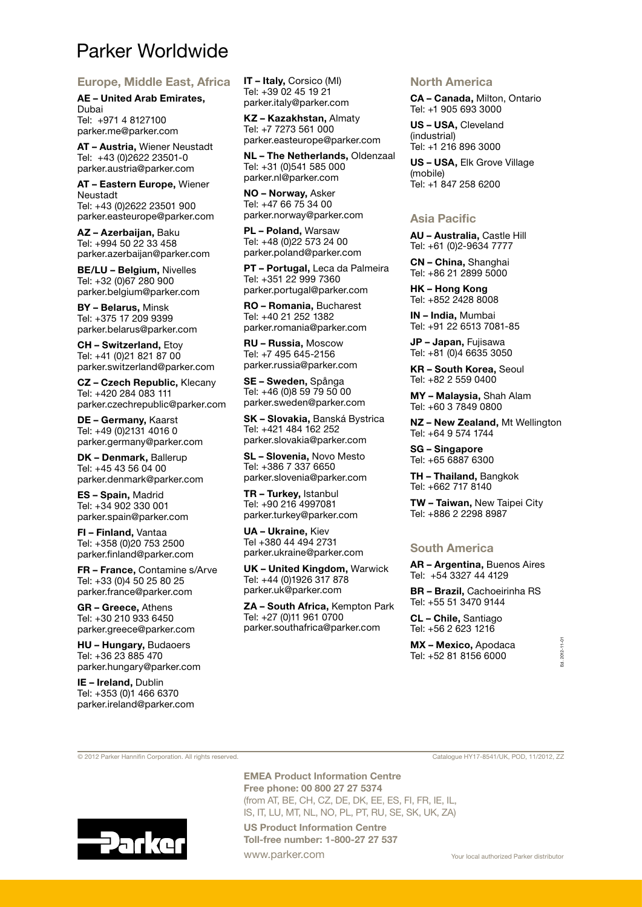# Parker Worldwide

## Europe, Middle East, Africa

**AE – United Arab Emirates,** Dubai
Tel: +971 4 8127100
parker.me@parker.com

**AT – Austria,** Wiener Neustadt
Tel: +43 (0)2622 23501-0
parker.austria@parker.com

**AT – Eastern Europe,** Wiener Neustadt
Tel: +43 (0)2622 23501 900
parker.easteurope@parker.com

**AZ – Azerbaijan,** Baku
Tel: +994 50 22 33 458
parker.azerbaijan@parker.com

**BE/LU – Belgium,** Nivelles
Tel: +32 (0)67 280 900
parker.belgium@parker.com

**BY – Belarus,** Minsk
Tel: +375 17 209 9399
parker.belarus@parker.com

**CH – Switzerland,** Etoy
Tel: +41 (0)21 821 87 00
parker.switzerland@parker.com

**CZ – Czech Republic,** Klecany
Tel: +420 284 083 111
parker.czechrepublic@parker.com

**DE – Germany,** Kaarst
Tel: +49 (0)2131 4016 0
parker.germany@parker.com

**DK – Denmark,** Ballerup
Tel: +45 43 56 04 00
parker.denmark@parker.com

**ES – Spain,** Madrid
Tel: +34 902 330 001
parker.spain@parker.com

**FI – Finland,** Vantaa
Tel: +358 (0)20 753 2500
parker.finland@parker.com

**FR – France,** Contamine s/Arve
Tel: +33 (0)4 50 25 80 25
parker.france@parker.com

**GR – Greece,** Athens
Tel: +30 210 933 6450
parker.greece@parker.com

**HU – Hungary,** Budaoers
Tel: +36 23 885 470
parker.hungary@parker.com

**IE – Ireland,** Dublin
Tel: +353 (0)1 466 6370
parker.ireland@parker.com

**IT – Italy,** Corsico (MI)
Tel: +39 02 45 19 21
parker.italy@parker.com

**KZ – Kazakhstan,** Almaty
Tel: +7 7273 561 000
parker.easteurope@parker.com

**NL – The Netherlands,** Oldenzaal
Tel: +31 (0)541 585 000
parker.nl@parker.com

**NO – Norway,** Asker
Tel: +47 66 75 34 00
parker.norway@parker.com

**PL – Poland,** Warsaw
Tel: +48 (0)22 573 24 00
parker.poland@parker.com

**PT – Portugal,** Leca da Palmeira
Tel: +351 22 999 7360
parker.portugal@parker.com

**RO – Romania,** Bucharest
Tel: +40 21 252 1382
parker.romania@parker.com

**RU – Russia,** Moscow
Tel: +7 495 645-2156
parker.russia@parker.com

**SE – Sweden,** Spånga
Tel: +46 (0)8 59 79 50 00
parker.sweden@parker.com

**SK – Slovakia,** Banská Bystrica
Tel: +421 484 162 252
parker.slovakia@parker.com

**SL – Slovenia,** Novo Mesto
Tel: +386 7 337 6650
parker.slovenia@parker.com

**TR – Turkey,** Istanbul
Tel: +90 216 4997081
parker.turkey@parker.com

**UA – Ukraine,** Kiev
Tel +380 44 494 2731
parker.ukraine@parker.com

**UK – United Kingdom,** Warwick
Tel: +44 (0)1926 317 878
parker.uk@parker.com

**ZA – South Africa,** Kempton Park
Tel: +27 (0)11 961 0700
parker.southafrica@parker.com

## North America

**CA – Canada,** Milton, Ontario
Tel: +1 905 693 3000

**US – USA,** Cleveland (industrial)
Tel: +1 216 896 3000

**US – USA,** Elk Grove Village (mobile)
Tel: +1 847 258 6200

## Asia Pacific

**AU – Australia,** Castle Hill
Tel: +61 (0)2-9634 7777

**CN – China,** Shanghai
Tel: +86 21 2899 5000

**HK – Hong Kong**
Tel: +852 2428 8008

**IN – India,** Mumbai
Tel: +91 22 6513 7081-85

**JP – Japan,** Fujisawa
Tel: +81 (0)4 6635 3050

**KR – South Korea,** Seoul
Tel: +82 2 559 0400

**MY – Malaysia,** Shah Alam
Tel: +60 3 7849 0800

**NZ – New Zealand,** Mt Wellington
Tel: +64 9 574 1744

**SG – Singapore**
Tel: +65 6887 6300

**TH – Thailand,** Bangkok
Tel: +662 717 8140

**TW – Taiwan,** New Taipei City
Tel: +886 2 2298 8987

## South America

**AR – Argentina,** Buenos Aires
Tel: +54 3327 44 4129

**BR – Brazil,** Cachoeirinha RS
Tel: +55 51 3470 9144

**CL – Chile,** Santiago
Tel: +56 2 623 1216

**MX – Mexico,** Apodaca
Tel: +52 81 8156 6000

Ed. 2012-11-01

© 2012 Parker Hannifin Corporation. All rights reserved.

Catalogue HY17-8541/UK, POD, 11/2012, ZZ

**EMEA Product Information Centre**
**Free phone: 00 800 27 27 5374**
(from AT, BE, CH, CZ, DE, DK, EE, ES, FI, FR, IE, IL, IS, IT, LU, MT, NL, NO, PL, PT, RU, SE, SK, UK, ZA)

**US Product Information Centre**
**Toll-free number: 1-800-27 27 537**

www.parker.com

Your local authorized Parker distributor